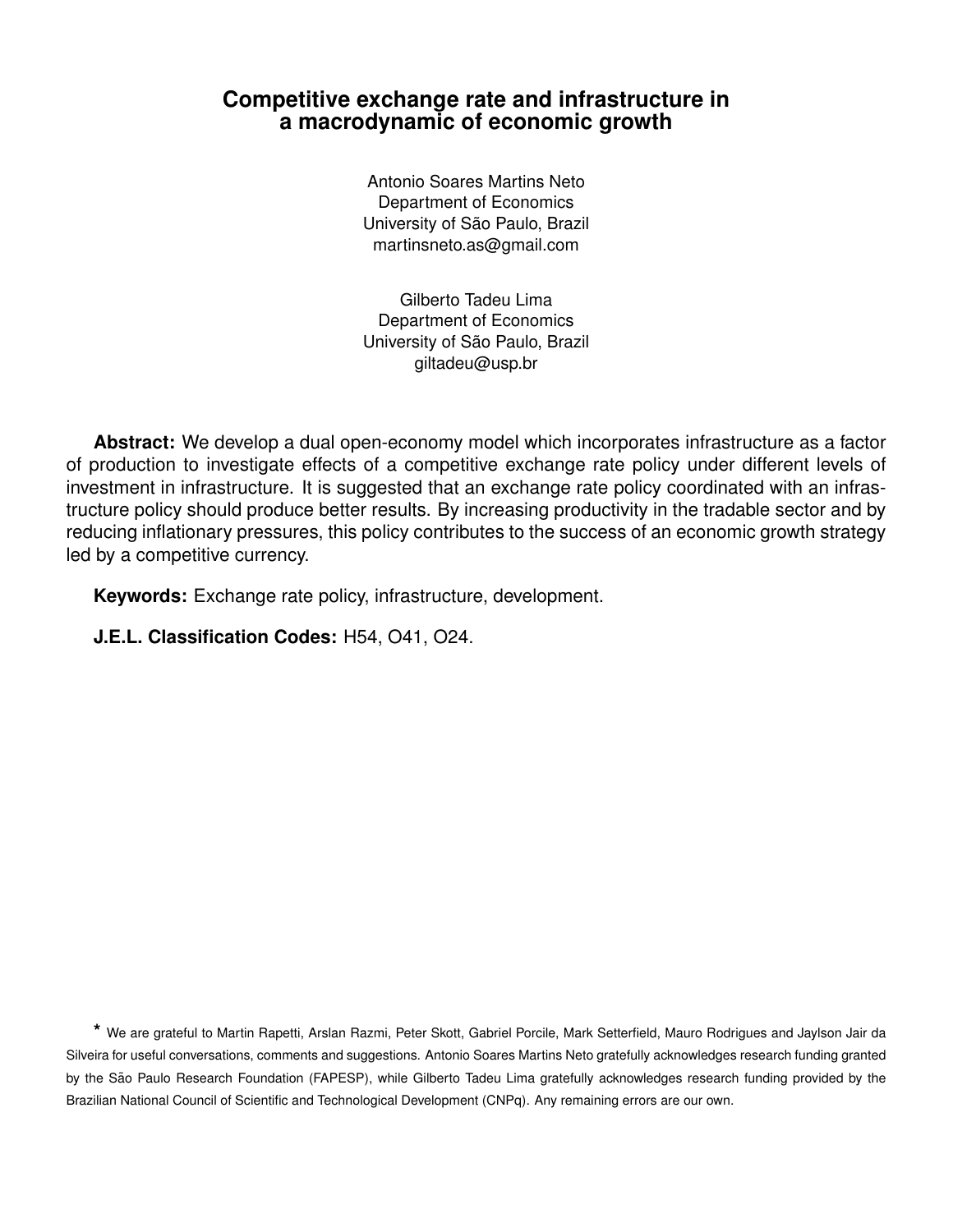# Competitive exchange rate and infrastructure in a macrodynamic of economic growth

Antonio Soares Martins Neto
Department of Economics
University of São Paulo, Brazil
martinsneto.as@gmail.com

Gilberto Tadeu Lima
Department of Economics
University of São Paulo, Brazil
giltadeu@usp.br

**Abstract:** We develop a dual open-economy model which incorporates infrastructure as a factor of production to investigate effects of a competitive exchange rate policy under different levels of investment in infrastructure. It is suggested that an exchange rate policy coordinated with an infrastructure policy should produce better results. By increasing productivity in the tradable sector and by reducing inflationary pressures, this policy contributes to the success of an economic growth strategy led by a competitive currency.

**Keywords:** Exchange rate policy, infrastructure, development.

**J.E.L. Classification Codes:** H54, O41, O24.

* We are grateful to Martin Rapetti, Arslan Razmi, Peter Skott, Gabriel Porcile, Mark Setterfield, Mauro Rodrigues and Jaylson Jair da Silveira for useful conversations, comments and suggestions. Antonio Soares Martins Neto gratefully acknowledges research funding granted by the São Paulo Research Foundation (FAPESP), while Gilberto Tadeu Lima gratefully acknowledges research funding provided by the Brazilian National Council of Scientific and Technological Development (CNPq). Any remaining errors are our own.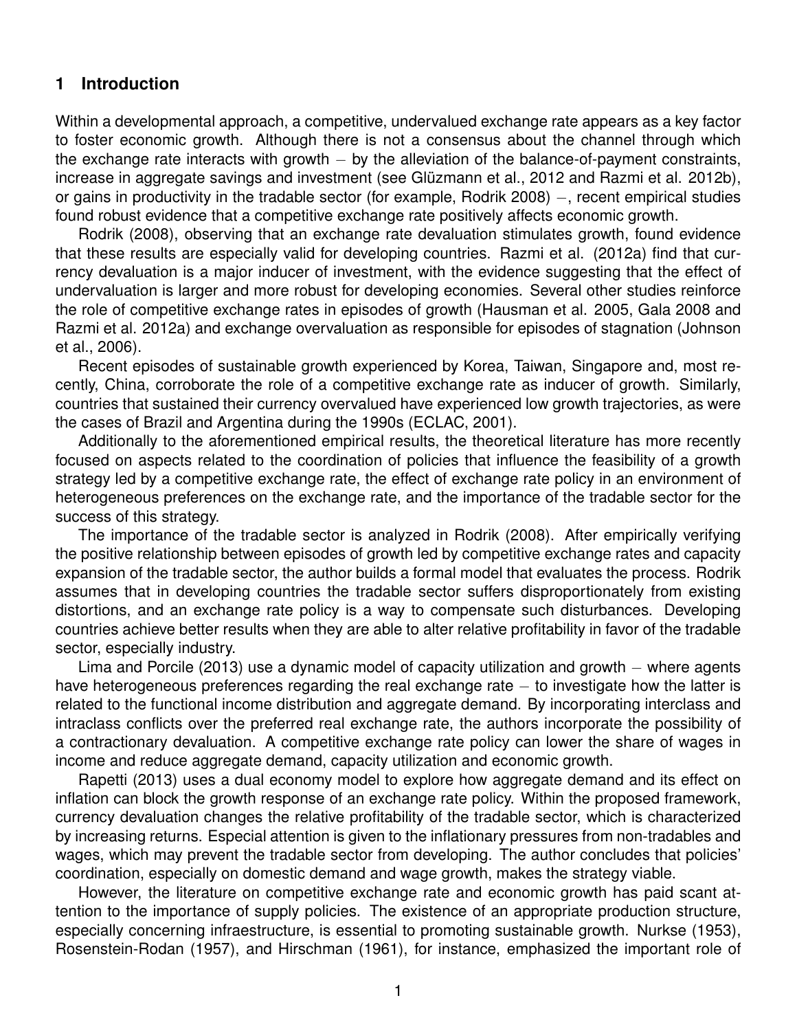## 1 Introduction

Within a developmental approach, a competitive, undervalued exchange rate appears as a key factor to foster economic growth. Although there is not a consensus about the channel through which the exchange rate interacts with growth − by the alleviation of the balance-of-payment constraints, increase in aggregate savings and investment (see Glüzmann et al., 2012 and Razmi et al. 2012b), or gains in productivity in the tradable sector (for example, Rodrik 2008) −, recent empirical studies found robust evidence that a competitive exchange rate positively affects economic growth.

Rodrik (2008), observing that an exchange rate devaluation stimulates growth, found evidence that these results are especially valid for developing countries. Razmi et al. (2012a) find that currency devaluation is a major inducer of investment, with the evidence suggesting that the effect of undervaluation is larger and more robust for developing economies. Several other studies reinforce the role of competitive exchange rates in episodes of growth (Hausman et al. 2005, Gala 2008 and Razmi et al. 2012a) and exchange overvaluation as responsible for episodes of stagnation (Johnson et al., 2006).

Recent episodes of sustainable growth experienced by Korea, Taiwan, Singapore and, most recently, China, corroborate the role of a competitive exchange rate as inducer of growth. Similarly, countries that sustained their currency overvalued have experienced low growth trajectories, as were the cases of Brazil and Argentina during the 1990s (ECLAC, 2001).

Additionally to the aforementioned empirical results, the theoretical literature has more recently focused on aspects related to the coordination of policies that influence the feasibility of a growth strategy led by a competitive exchange rate, the effect of exchange rate policy in an environment of heterogeneous preferences on the exchange rate, and the importance of the tradable sector for the success of this strategy.

The importance of the tradable sector is analyzed in Rodrik (2008). After empirically verifying the positive relationship between episodes of growth led by competitive exchange rates and capacity expansion of the tradable sector, the author builds a formal model that evaluates the process. Rodrik assumes that in developing countries the tradable sector suffers disproportionately from existing distortions, and an exchange rate policy is a way to compensate such disturbances. Developing countries achieve better results when they are able to alter relative profitability in favor of the tradable sector, especially industry.

Lima and Porcile (2013) use a dynamic model of capacity utilization and growth − where agents have heterogeneous preferences regarding the real exchange rate − to investigate how the latter is related to the functional income distribution and aggregate demand. By incorporating interclass and intraclass conflicts over the preferred real exchange rate, the authors incorporate the possibility of a contractionary devaluation. A competitive exchange rate policy can lower the share of wages in income and reduce aggregate demand, capacity utilization and economic growth.

Rapetti (2013) uses a dual economy model to explore how aggregate demand and its effect on inflation can block the growth response of an exchange rate policy. Within the proposed framework, currency devaluation changes the relative profitability of the tradable sector, which is characterized by increasing returns. Especial attention is given to the inflationary pressures from non-tradables and wages, which may prevent the tradable sector from developing. The author concludes that policies' coordination, especially on domestic demand and wage growth, makes the strategy viable.

However, the literature on competitive exchange rate and economic growth has paid scant attention to the importance of supply policies. The existence of an appropriate production structure, especially concerning infraestructure, is essential to promoting sustainable growth. Nurkse (1953), Rosenstein-Rodan (1957), and Hirschman (1961), for instance, emphasized the important role of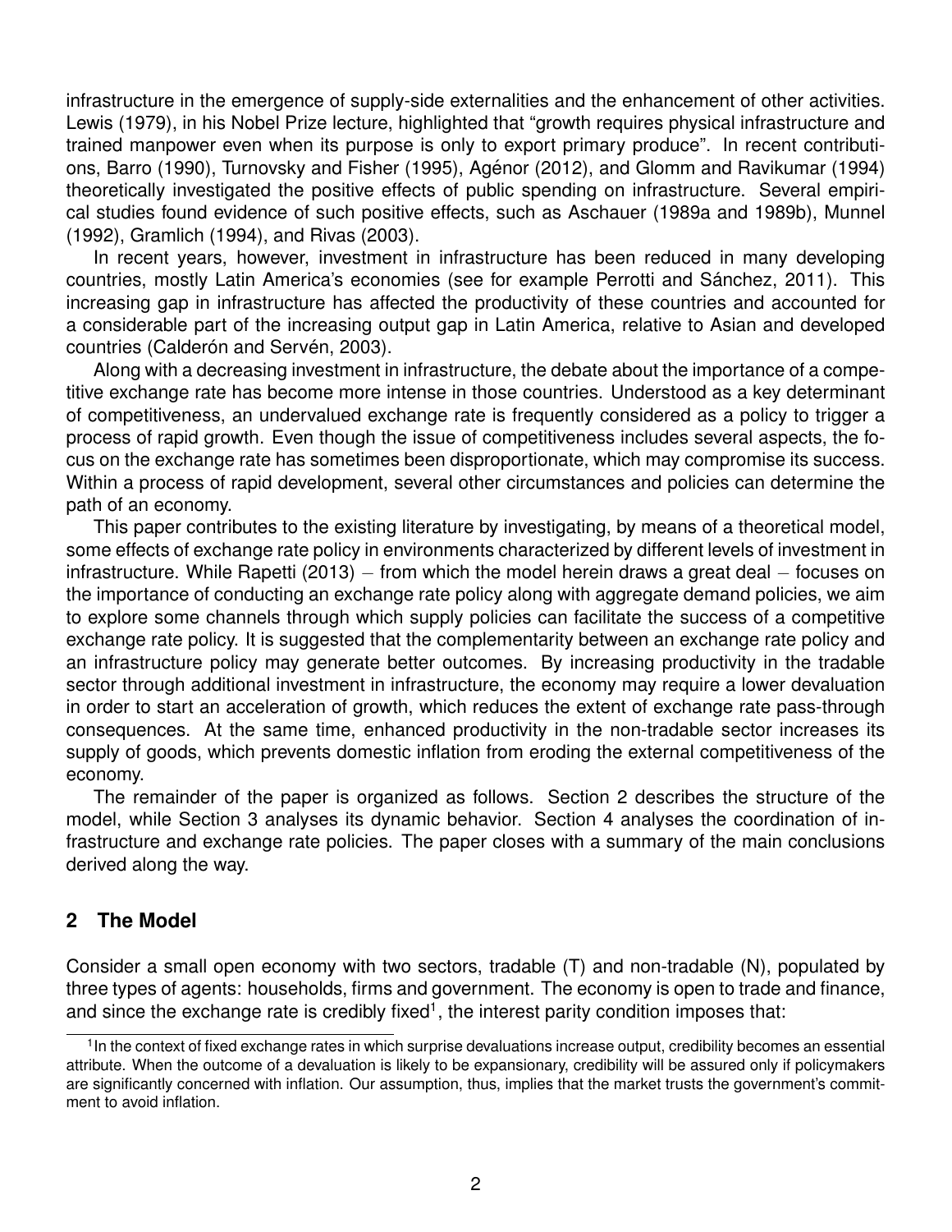infrastructure in the emergence of supply-side externalities and the enhancement of other activities. Lewis (1979), in his Nobel Prize lecture, highlighted that "growth requires physical infrastructure and trained manpower even when its purpose is only to export primary produce". In recent contributions, Barro (1990), Turnovsky and Fisher (1995), Agénor (2012), and Glomm and Ravikumar (1994) theoretically investigated the positive effects of public spending on infrastructure. Several empirical studies found evidence of such positive effects, such as Aschauer (1989a and 1989b), Munnel (1992), Gramlich (1994), and Rivas (2003).

In recent years, however, investment in infrastructure has been reduced in many developing countries, mostly Latin America's economies (see for example Perrotti and Sánchez, 2011). This increasing gap in infrastructure has affected the productivity of these countries and accounted for a considerable part of the increasing output gap in Latin America, relative to Asian and developed countries (Calderón and Servén, 2003).

Along with a decreasing investment in infrastructure, the debate about the importance of a competitive exchange rate has become more intense in those countries. Understood as a key determinant of competitiveness, an undervalued exchange rate is frequently considered as a policy to trigger a process of rapid growth. Even though the issue of competitiveness includes several aspects, the focus on the exchange rate has sometimes been disproportionate, which may compromise its success. Within a process of rapid development, several other circumstances and policies can determine the path of an economy.

This paper contributes to the existing literature by investigating, by means of a theoretical model, some effects of exchange rate policy in environments characterized by different levels of investment in infrastructure. While Rapetti (2013) – from which the model herein draws a great deal – focuses on the importance of conducting an exchange rate policy along with aggregate demand policies, we aim to explore some channels through which supply policies can facilitate the success of a competitive exchange rate policy. It is suggested that the complementarity between an exchange rate policy and an infrastructure policy may generate better outcomes. By increasing productivity in the tradable sector through additional investment in infrastructure, the economy may require a lower devaluation in order to start an acceleration of growth, which reduces the extent of exchange rate pass-through consequences. At the same time, enhanced productivity in the non-tradable sector increases its supply of goods, which prevents domestic inflation from eroding the external competitiveness of the economy.

The remainder of the paper is organized as follows. Section 2 describes the structure of the model, while Section 3 analyses its dynamic behavior. Section 4 analyses the coordination of infrastructure and exchange rate policies. The paper closes with a summary of the main conclusions derived along the way.

## 2 The Model

Consider a small open economy with two sectors, tradable (T) and non-tradable (N), populated by three types of agents: households, firms and government. The economy is open to trade and finance, and since the exchange rate is credibly fixed[1], the interest parity condition imposes that:

[1] In the context of fixed exchange rates in which surprise devaluations increase output, credibility becomes an essential attribute. When the outcome of a devaluation is likely to be expansionary, credibility will be assured only if policymakers are significantly concerned with inflation. Our assumption, thus, implies that the market trusts the government's commitment to avoid inflation.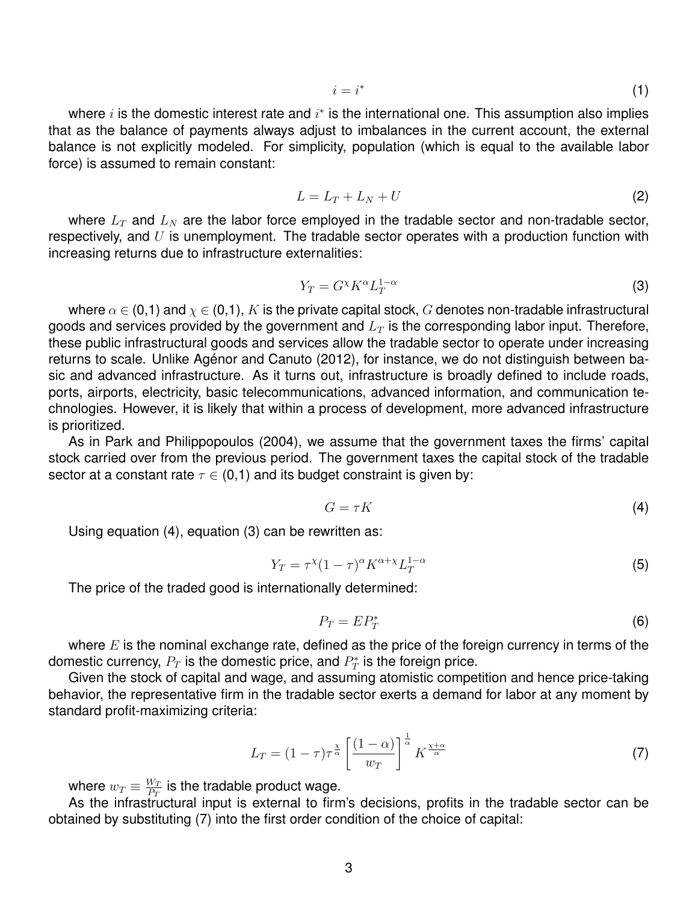$$i = i^* \tag{1}$$

where $i$ is the domestic interest rate and $i^*$ is the international one. This assumption also implies that as the balance of payments always adjust to imbalances in the current account, the external balance is not explicitly modeled. For simplicity, population (which is equal to the available labor force) is assumed to remain constant:

$$L = L_T + L_N + U \tag{2}$$

where $L_T$ and $L_N$ are the labor force employed in the tradable sector and non-tradable sector, respectively, and $U$ is unemployment. The tradable sector operates with a production function with increasing returns due to infrastructure externalities:

$$Y_T = G^{\chi} K^{\alpha} L_T^{1-\alpha} \tag{3}$$

where $\alpha \in (0,1)$ and $\chi \in (0,1)$, $K$ is the private capital stock, $G$ denotes non-tradable infrastructural goods and services provided by the government and $L_T$ is the corresponding labor input. Therefore, these public infrastructural goods and services allow the tradable sector to operate under increasing returns to scale. Unlike Agénor and Canuto (2012), for instance, we do not distinguish between basic and advanced infrastructure. As it turns out, infrastructure is broadly defined to include roads, ports, airports, electricity, basic telecommunications, advanced information, and communication technologies. However, it is likely that within a process of development, more advanced infrastructure is prioritized.

As in Park and Philippopoulos (2004), we assume that the government taxes the firms' capital stock carried over from the previous period. The government taxes the capital stock of the tradable sector at a constant rate $\tau \in (0,1)$ and its budget constraint is given by:

$$G = \tau K \tag{4}$$

Using equation (4), equation (3) can be rewritten as:

$$Y_T = \tau^{\chi}(1-\tau)^{\alpha} K^{\alpha+\chi} L_T^{1-\alpha} \tag{5}$$

The price of the traded good is internationally determined:

$$P_T = E P_T^* \tag{6}$$

where $E$ is the nominal exchange rate, defined as the price of the foreign currency in terms of the domestic currency, $P_T$ is the domestic price, and $P_T^*$ is the foreign price.

Given the stock of capital and wage, and assuming atomistic competition and hence price-taking behavior, the representative firm in the tradable sector exerts a demand for labor at any moment by standard profit-maximizing criteria:

$$L_T = (1-\tau)\tau^{\frac{\chi}{\alpha}} \left[ \frac{(1-\alpha)}{w_T} \right]^{\frac{1}{\alpha}} K^{\frac{\chi+\alpha}{\alpha}} \tag{7}$$

where $w_T \equiv \frac{W_T}{P_T}$ is the tradable product wage.

As the infrastructural input is external to firm's decisions, profits in the tradable sector can be obtained by substituting (7) into the first order condition of the choice of capital: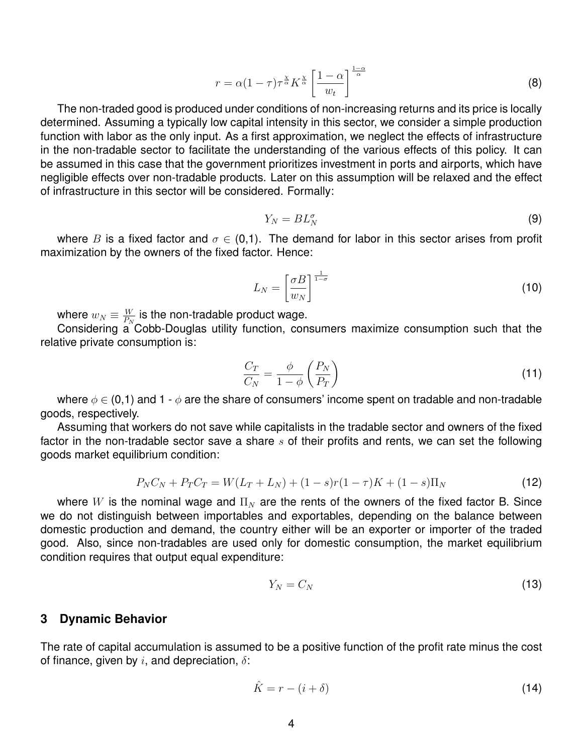$$r = \alpha(1-\tau)\tau^{\frac{\chi}{\alpha}} K^{\frac{\chi}{\alpha}} \left[\frac{1-\alpha}{w_t}\right]^{\frac{1-\alpha}{\alpha}} \tag{8}$$

The non-traded good is produced under conditions of non-increasing returns and its price is locally determined. Assuming a typically low capital intensity in this sector, we consider a simple production function with labor as the only input. As a first approximation, we neglect the effects of infrastructure in the non-tradable sector to facilitate the understanding of the various effects of this policy. It can be assumed in this case that the government prioritizes investment in ports and airports, which have negligible effects over non-tradable products. Later on this assumption will be relaxed and the effect of infrastructure in this sector will be considered. Formally:

$$Y_N = B L_N^{\sigma} \tag{9}$$

where $B$ is a fixed factor and $\sigma \in$ (0,1). The demand for labor in this sector arises from profit maximization by the owners of the fixed factor. Hence:

$$L_N = \left[\frac{\sigma B}{w_N}\right]^{\frac{1}{1-\sigma}} \tag{10}$$

where $w_N \equiv \frac{W}{P_N}$ is the non-tradable product wage.

Considering a Cobb-Douglas utility function, consumers maximize consumption such that the relative private consumption is:

$$\frac{C_T}{C_N} = \frac{\phi}{1-\phi}\left(\frac{P_N}{P_T}\right) \tag{11}$$

where $\phi \in$ (0,1) and 1 - $\phi$ are the share of consumers' income spent on tradable and non-tradable goods, respectively.

Assuming that workers do not save while capitalists in the tradable sector and owners of the fixed factor in the non-tradable sector save a share $s$ of their profits and rents, we can set the following goods market equilibrium condition:

$$P_N C_N + P_T C_T = W(L_T + L_N) + (1-s)r(1-\tau)K + (1-s)\Pi_N \tag{12}$$

where $W$ is the nominal wage and $\Pi_N$ are the rents of the owners of the fixed factor B. Since we do not distinguish between importables and exportables, depending on the balance between domestic production and demand, the country either will be an exporter or importer of the traded good. Also, since non-tradables are used only for domestic consumption, the market equilibrium condition requires that output equal expenditure:

$$Y_N = C_N \tag{13}$$

## 3 Dynamic Behavior

The rate of capital accumulation is assumed to be a positive function of the profit rate minus the cost of finance, given by $i$, and depreciation, $\delta$:

$$\hat{K} = r - (i + \delta) \tag{14}$$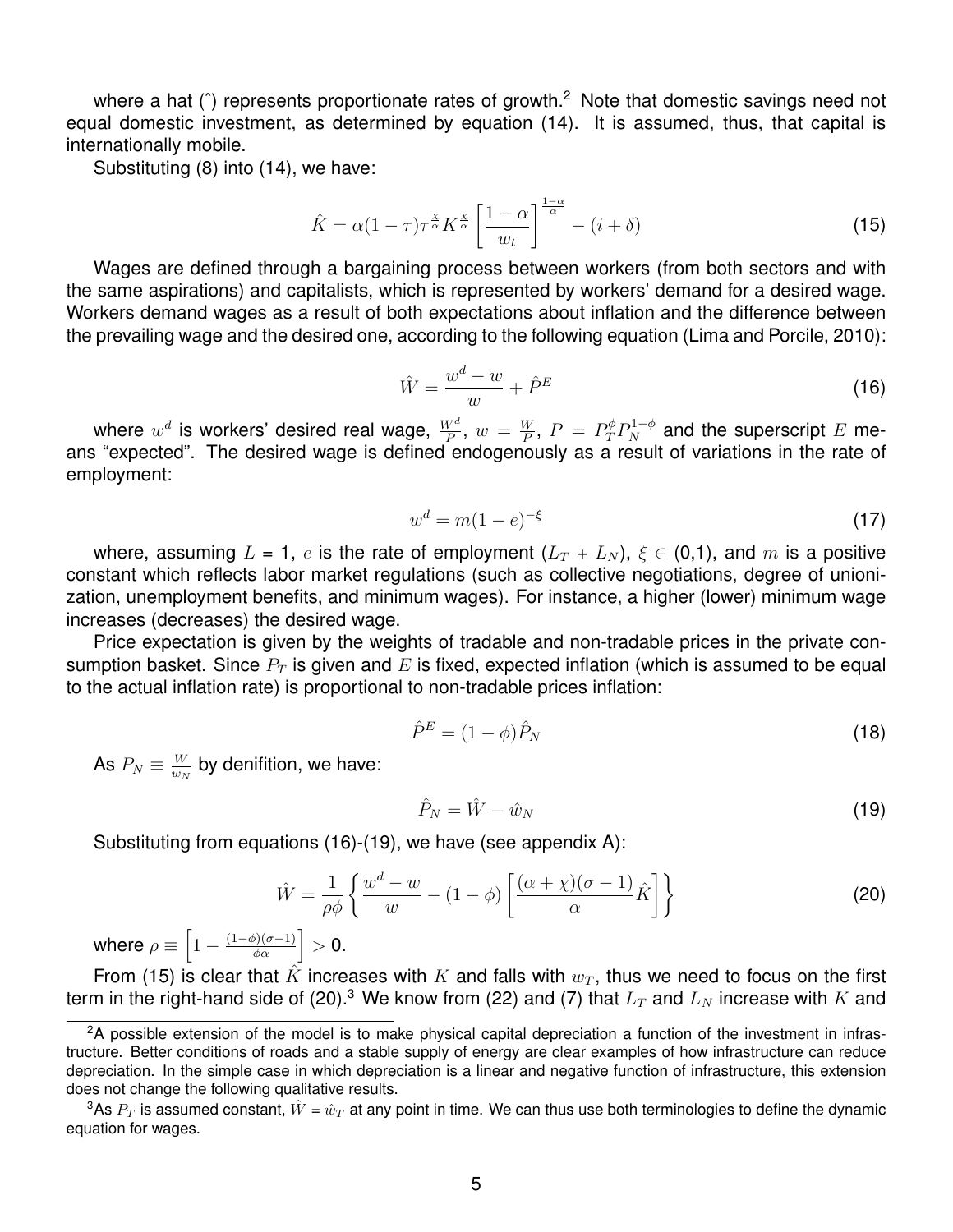where a hat (ˆ) represents proportionate rates of growth.[2] Note that domestic savings need not equal domestic investment, as determined by equation (14). It is assumed, thus, that capital is internationally mobile.

Substituting (8) into (14), we have:

$$\hat{K} = \alpha(1-\tau)\tau^{\frac{\chi}{\alpha}}K^{\frac{\chi}{\alpha}}\left[\frac{1-\alpha}{w_t}\right]^{\frac{1-\alpha}{\alpha}} - (i+\delta) \tag{15}$$

Wages are defined through a bargaining process between workers (from both sectors and with the same aspirations) and capitalists, which is represented by workers' demand for a desired wage. Workers demand wages as a result of both expectations about inflation and the difference between the prevailing wage and the desired one, according to the following equation (Lima and Porcile, 2010):

$$\hat{W} = \frac{w^d - w}{w} + \hat{P}^E \tag{16}$$

where $w^d$ is workers' desired real wage, $\frac{W^d}{P}$, $w = \frac{W}{P}$, $P = P_T^{\phi}P_N^{1-\phi}$ and the superscript $E$ means "expected". The desired wage is defined endogenously as a result of variations in the rate of employment:

$$w^d = m(1-e)^{-\xi} \tag{17}$$

where, assuming $L = 1$, $e$ is the rate of employment ($L_T + L_N$), $\xi \in (0,1)$, and $m$ is a positive constant which reflects labor market regulations (such as collective negotiations, degree of unionization, unemployment benefits, and minimum wages). For instance, a higher (lower) minimum wage increases (decreases) the desired wage.

Price expectation is given by the weights of tradable and non-tradable prices in the private consumption basket. Since $P_T$ is given and $E$ is fixed, expected inflation (which is assumed to be equal to the actual inflation rate) is proportional to non-tradable prices inflation:

$$\hat{P}^E = (1-\phi)\hat{P}_N \tag{18}$$

As $P_N \equiv \frac{W}{w_N}$ by denifition, we have:

$$\hat{P}_N = \hat{W} - \hat{w}_N \tag{19}$$

Substituting from equations (16)-(19), we have (see appendix A):

$$\hat{W} = \frac{1}{\rho\phi}\left\{\frac{w^d - w}{w} - (1-\phi)\left[\frac{(\alpha+\chi)(\sigma-1)}{\alpha}\hat{K}\right]\right\} \tag{20}$$

where $\rho \equiv \left[1 - \frac{(1-\phi)(\sigma-1)}{\phi\alpha}\right] > 0$.

From (15) is clear that $\hat{K}$ increases with $K$ and falls with $w_T$, thus we need to focus on the first term in the right-hand side of (20).[3] We know from (22) and (7) that $L_T$ and $L_N$ increase with $K$ and

---

[2] A possible extension of the model is to make physical capital depreciation a function of the investment in infrastructure. Better conditions of roads and a stable supply of energy are clear examples of how infrastructure can reduce depreciation. In the simple case in which depreciation is a linear and negative function of infrastructure, this extension does not change the following qualitative results.

[3] As $P_T$ is assumed constant, $\hat{W} = \hat{w}_T$ at any point in time. We can thus use both terminologies to define the dynamic equation for wages.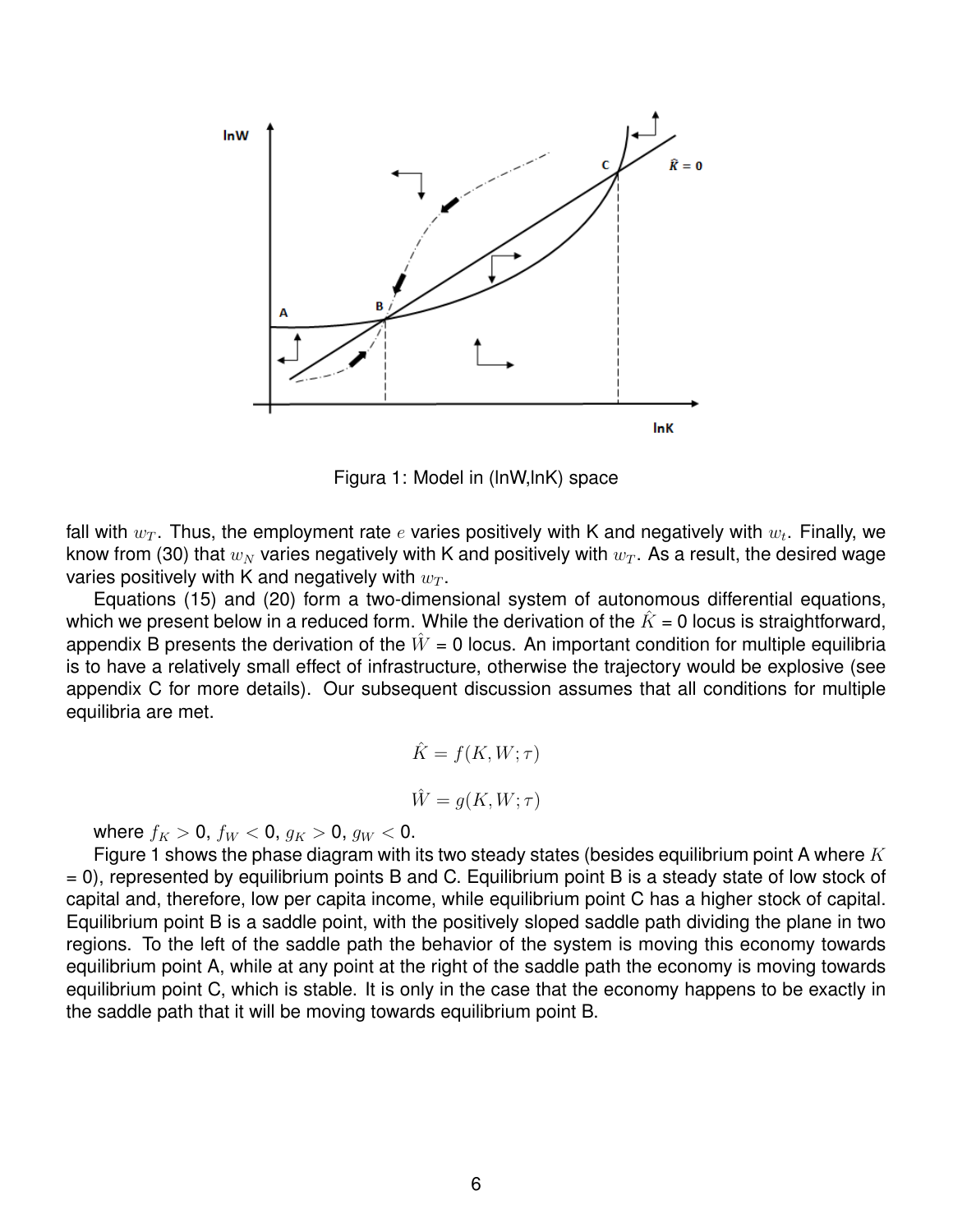Figura 1: Model in (lnW,lnK) space

fall with $w_T$. Thus, the employment rate $e$ varies positively with K and negatively with $w_t$. Finally, we know from (30) that $w_N$ varies negatively with K and positively with $w_T$. As a result, the desired wage varies positively with K and negatively with $w_T$.

Equations (15) and (20) form a two-dimensional system of autonomous differential equations, which we present below in a reduced form. While the derivation of the $\hat{K}$ = 0 locus is straightforward, appendix B presents the derivation of the $\hat{W}$ = 0 locus. An important condition for multiple equilibria is to have a relatively small effect of infrastructure, otherwise the trajectory would be explosive (see appendix C for more details). Our subsequent discussion assumes that all conditions for multiple equilibria are met.

$$\hat{K} = f(K, W; \tau)$$

$$\hat{W} = g(K, W; \tau)$$

where $f_K > 0$, $f_W < 0$, $g_K > 0$, $g_W < 0$.

Figure 1 shows the phase diagram with its two steady states (besides equilibrium point A where $K$ = 0), represented by equilibrium points B and C. Equilibrium point B is a steady state of low stock of capital and, therefore, low per capita income, while equilibrium point C has a higher stock of capital. Equilibrium point B is a saddle point, with the positively sloped saddle path dividing the plane in two regions. To the left of the saddle path the behavior of the system is moving this economy towards equilibrium point A, while at any point at the right of the saddle path the economy is moving towards equilibrium point C, which is stable. It is only in the case that the economy happens to be exactly in the saddle path that it will be moving towards equilibrium point B.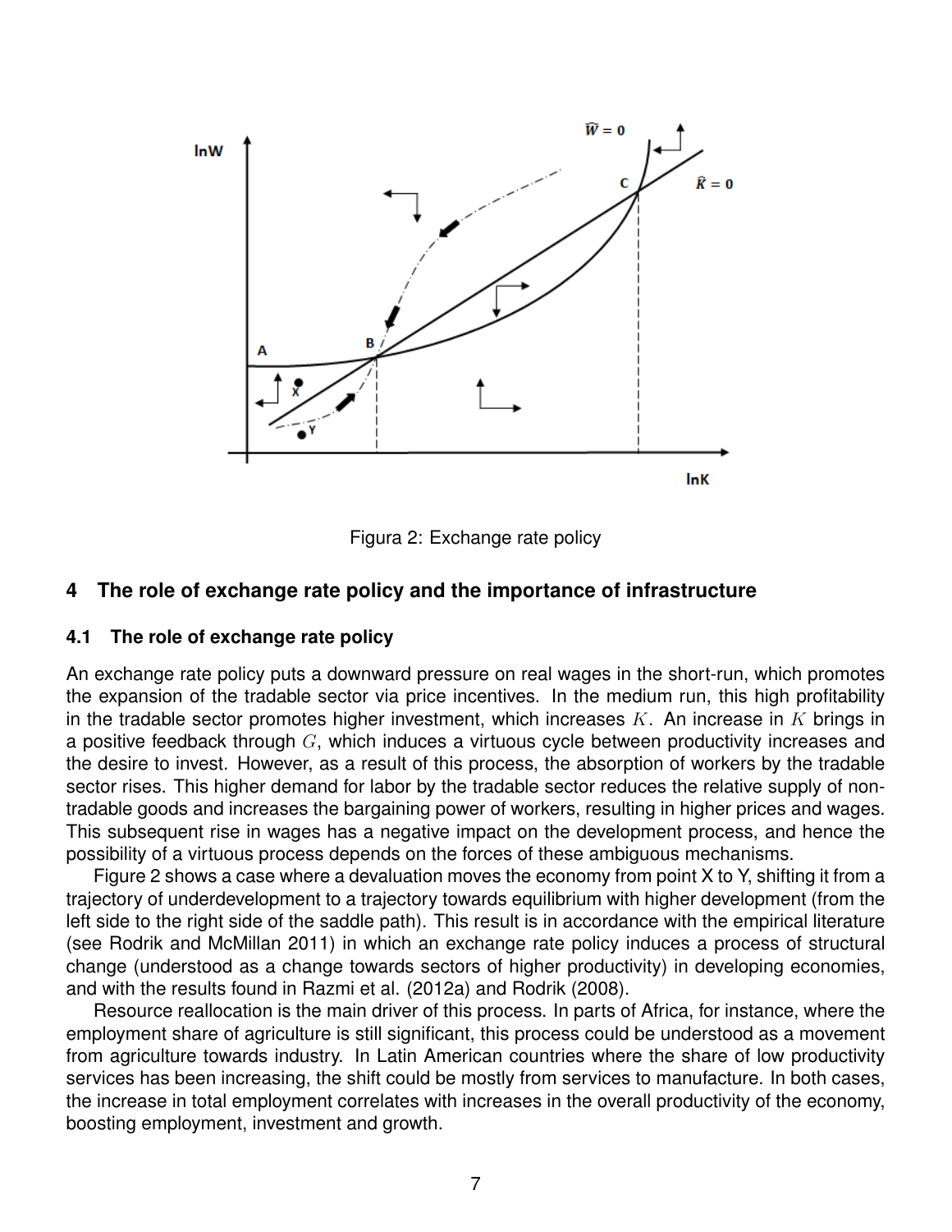Figura 2: Exchange rate policy

## 4 The role of exchange rate policy and the importance of infrastructure

### 4.1 The role of exchange rate policy

An exchange rate policy puts a downward pressure on real wages in the short-run, which promotes the expansion of the tradable sector via price incentives. In the medium run, this high profitability in the tradable sector promotes higher investment, which increases $K$. An increase in $K$ brings in a positive feedback through $G$, which induces a virtuous cycle between productivity increases and the desire to invest. However, as a result of this process, the absorption of workers by the tradable sector rises. This higher demand for labor by the tradable sector reduces the relative supply of non-tradable goods and increases the bargaining power of workers, resulting in higher prices and wages. This subsequent rise in wages has a negative impact on the development process, and hence the possibility of a virtuous process depends on the forces of these ambiguous mechanisms.

Figure 2 shows a case where a devaluation moves the economy from point X to Y, shifting it from a trajectory of underdevelopment to a trajectory towards equilibrium with higher development (from the left side to the right side of the saddle path). This result is in accordance with the empirical literature (see Rodrik and McMillan 2011) in which an exchange rate policy induces a process of structural change (understood as a change towards sectors of higher productivity) in developing economies, and with the results found in Razmi et al. (2012a) and Rodrik (2008).

Resource reallocation is the main driver of this process. In parts of Africa, for instance, where the employment share of agriculture is still significant, this process could be understood as a movement from agriculture towards industry. In Latin American countries where the share of low productivity services has been increasing, the shift could be mostly from services to manufacture. In both cases, the increase in total employment correlates with increases in the overall productivity of the economy, boosting employment, investment and growth.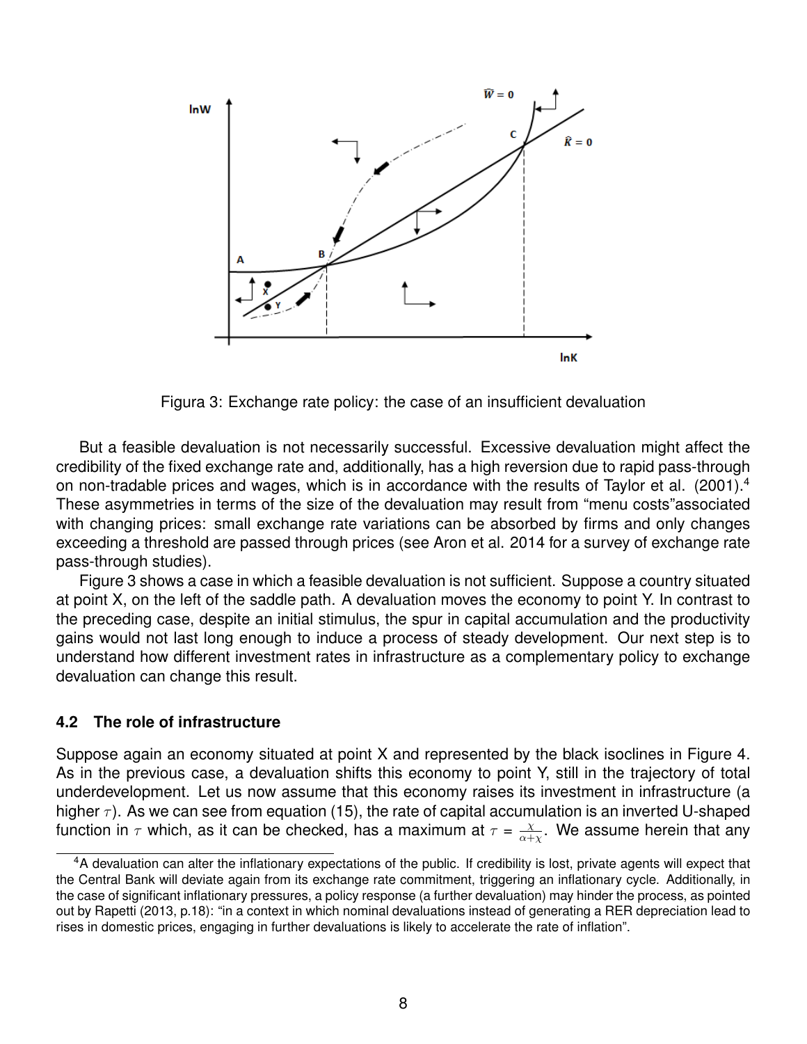Figura 3: Exchange rate policy: the case of an insufficient devaluation

But a feasible devaluation is not necessarily successful. Excessive devaluation might affect the credibility of the fixed exchange rate and, additionally, has a high reversion due to rapid pass-through on non-tradable prices and wages, which is in accordance with the results of Taylor et al. (2001).[4] These asymmetries in terms of the size of the devaluation may result from "menu costs"associated with changing prices: small exchange rate variations can be absorbed by firms and only changes exceeding a threshold are passed through prices (see Aron et al. 2014 for a survey of exchange rate pass-through studies).

Figure 3 shows a case in which a feasible devaluation is not sufficient. Suppose a country situated at point X, on the left of the saddle path. A devaluation moves the economy to point Y. In contrast to the preceding case, despite an initial stimulus, the spur in capital accumulation and the productivity gains would not last long enough to induce a process of steady development. Our next step is to understand how different investment rates in infrastructure as a complementary policy to exchange devaluation can change this result.

### 4.2 The role of infrastructure

Suppose again an economy situated at point X and represented by the black isoclines in Figure 4. As in the previous case, a devaluation shifts this economy to point Y, still in the trajectory of total underdevelopment. Let us now assume that this economy raises its investment in infrastructure (a higher $\tau$). As we can see from equation (15), the rate of capital accumulation is an inverted U-shaped function in $\tau$ which, as it can be checked, has a maximum at $\tau = \frac{\chi}{\alpha+\chi}$. We assume herein that any

[4] A devaluation can alter the inflationary expectations of the public. If credibility is lost, private agents will expect that the Central Bank will deviate again from its exchange rate commitment, triggering an inflationary cycle. Additionally, in the case of significant inflationary pressures, a policy response (a further devaluation) may hinder the process, as pointed out by Rapetti (2013, p.18): "in a context in which nominal devaluations instead of generating a RER depreciation lead to rises in domestic prices, engaging in further devaluations is likely to accelerate the rate of inflation".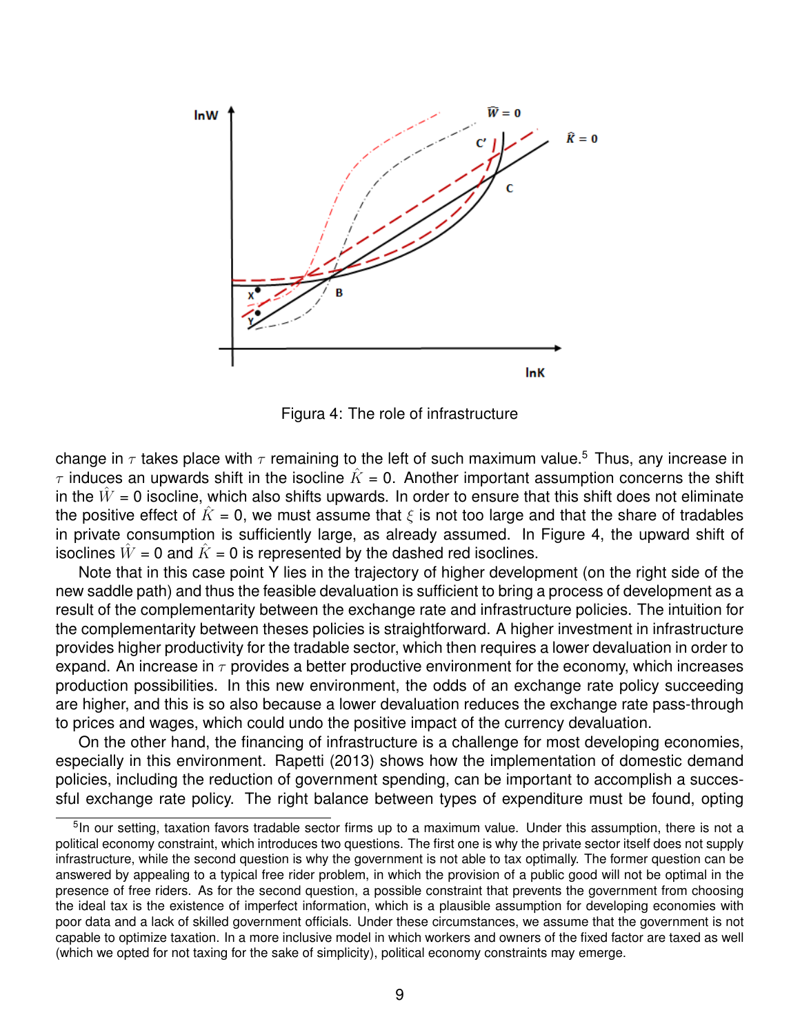Figura 4: The role of infrastructure

change in $\tau$ takes place with $\tau$ remaining to the left of such maximum value.[5] Thus, any increase in $\tau$ induces an upwards shift in the isocline $\hat{K} = 0$. Another important assumption concerns the shift in the $\hat{W} = 0$ isocline, which also shifts upwards. In order to ensure that this shift does not eliminate the positive effect of $\hat{K} = 0$, we must assume that $\xi$ is not too large and that the share of tradables in private consumption is sufficiently large, as already assumed. In Figure 4, the upward shift of isoclines $\hat{W} = 0$ and $\hat{K} = 0$ is represented by the dashed red isoclines.

Note that in this case point Y lies in the trajectory of higher development (on the right side of the new saddle path) and thus the feasible devaluation is sufficient to bring a process of development as a result of the complementarity between the exchange rate and infrastructure policies. The intuition for the complementarity between theses policies is straightforward. A higher investment in infrastructure provides higher productivity for the tradable sector, which then requires a lower devaluation in order to expand. An increase in $\tau$ provides a better productive environment for the economy, which increases production possibilities. In this new environment, the odds of an exchange rate policy succeeding are higher, and this is so also because a lower devaluation reduces the exchange rate pass-through to prices and wages, which could undo the positive impact of the currency devaluation.

On the other hand, the financing of infrastructure is a challenge for most developing economies, especially in this environment. Rapetti (2013) shows how the implementation of domestic demand policies, including the reduction of government spending, can be important to accomplish a successful exchange rate policy. The right balance between types of expenditure must be found, opting

[5] In our setting, taxation favors tradable sector firms up to a maximum value. Under this assumption, there is not a political economy constraint, which introduces two questions. The first one is why the private sector itself does not supply infrastructure, while the second question is why the government is not able to tax optimally. The former question can be answered by appealing to a typical free rider problem, in which the provision of a public good will not be optimal in the presence of free riders. As for the second question, a possible constraint that prevents the government from choosing the ideal tax is the existence of imperfect information, which is a plausible assumption for developing economies with poor data and a lack of skilled government officials. Under these circumstances, we assume that the government is not capable to optimize taxation. In a more inclusive model in which workers and owners of the fixed factor are taxed as well (which we opted for not taxing for the sake of simplicity), political economy constraints may emerge.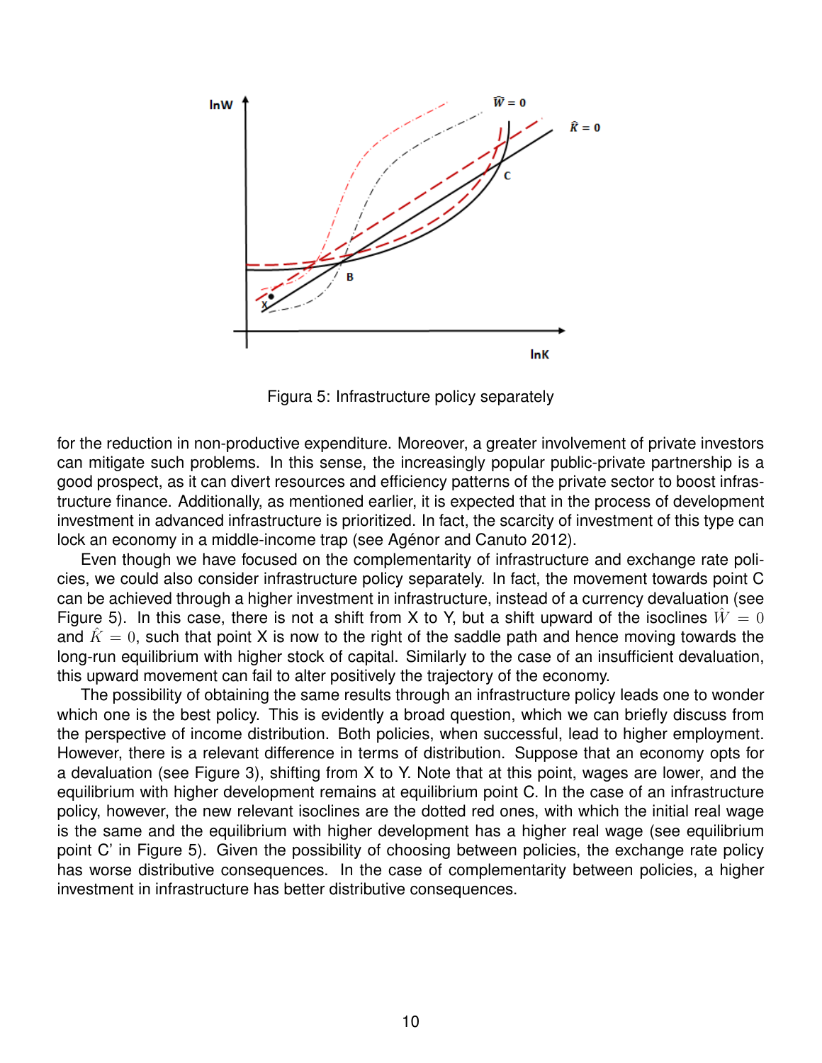Figura 5: Infrastructure policy separately

for the reduction in non-productive expenditure. Moreover, a greater involvement of private investors can mitigate such problems. In this sense, the increasingly popular public-private partnership is a good prospect, as it can divert resources and efficiency patterns of the private sector to boost infrastructure finance. Additionally, as mentioned earlier, it is expected that in the process of development investment in advanced infrastructure is prioritized. In fact, the scarcity of investment of this type can lock an economy in a middle-income trap (see Agénor and Canuto 2012).

Even though we have focused on the complementarity of infrastructure and exchange rate policies, we could also consider infrastructure policy separately. In fact, the movement towards point C can be achieved through a higher investment in infrastructure, instead of a currency devaluation (see Figure 5). In this case, there is not a shift from X to Y, but a shift upward of the isoclines $\hat{W} = 0$ and $\hat{K} = 0$, such that point X is now to the right of the saddle path and hence moving towards the long-run equilibrium with higher stock of capital. Similarly to the case of an insufficient devaluation, this upward movement can fail to alter positively the trajectory of the economy.

The possibility of obtaining the same results through an infrastructure policy leads one to wonder which one is the best policy. This is evidently a broad question, which we can briefly discuss from the perspective of income distribution. Both policies, when successful, lead to higher employment. However, there is a relevant difference in terms of distribution. Suppose that an economy opts for a devaluation (see Figure 3), shifting from X to Y. Note that at this point, wages are lower, and the equilibrium with higher development remains at equilibrium point C. In the case of an infrastructure policy, however, the new relevant isoclines are the dotted red ones, with which the initial real wage is the same and the equilibrium with higher development has a higher real wage (see equilibrium point C' in Figure 5). Given the possibility of choosing between policies, the exchange rate policy has worse distributive consequences. In the case of complementarity between policies, a higher investment in infrastructure has better distributive consequences.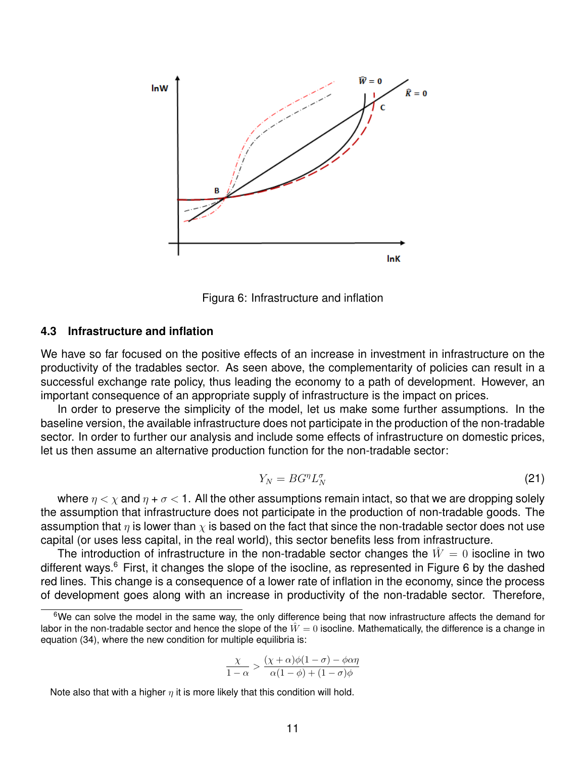Figura 6: Infrastructure and inflation

### 4.3 Infrastructure and inflation

We have so far focused on the positive effects of an increase in investment in infrastructure on the productivity of the tradables sector. As seen above, the complementarity of policies can result in a successful exchange rate policy, thus leading the economy to a path of development. However, an important consequence of an appropriate supply of infrastructure is the impact on prices.

In order to preserve the simplicity of the model, let us make some further assumptions. In the baseline version, the available infrastructure does not participate in the production of the non-tradable sector. In order to further our analysis and include some effects of infrastructure on domestic prices, let us then assume an alternative production function for the non-tradable sector:

$$Y_N = BG^{\eta} L_N^{\sigma} \tag{21}$$

where $\eta < \chi$ and $\eta + \sigma < 1$. All the other assumptions remain intact, so that we are dropping solely the assumption that infrastructure does not participate in the production of non-tradable goods. The assumption that $\eta$ is lower than $\chi$ is based on the fact that since the non-tradable sector does not use capital (or uses less capital, in the real world), this sector benefits less from infrastructure.

The introduction of infrastructure in the non-tradable sector changes the $\hat{W} = 0$ isocline in two different ways.[6] First, it changes the slope of the isocline, as represented in Figure 6 by the dashed red lines. This change is a consequence of a lower rate of inflation in the economy, since the process of development goes along with an increase in productivity of the non-tradable sector. Therefore,

[6]We can solve the model in the same way, the only difference being that now infrastructure affects the demand for labor in the non-tradable sector and hence the slope of the $\hat{W} = 0$ isocline. Mathematically, the difference is a change in equation (34), where the new condition for multiple equilibria is:

$$\frac{\chi}{1-\alpha} > \frac{(\chi + \alpha)\phi(1-\sigma) - \phi\alpha\eta}{\alpha(1-\phi) + (1-\sigma)\phi}$$

Note also that with a higher $\eta$ it is more likely that this condition will hold.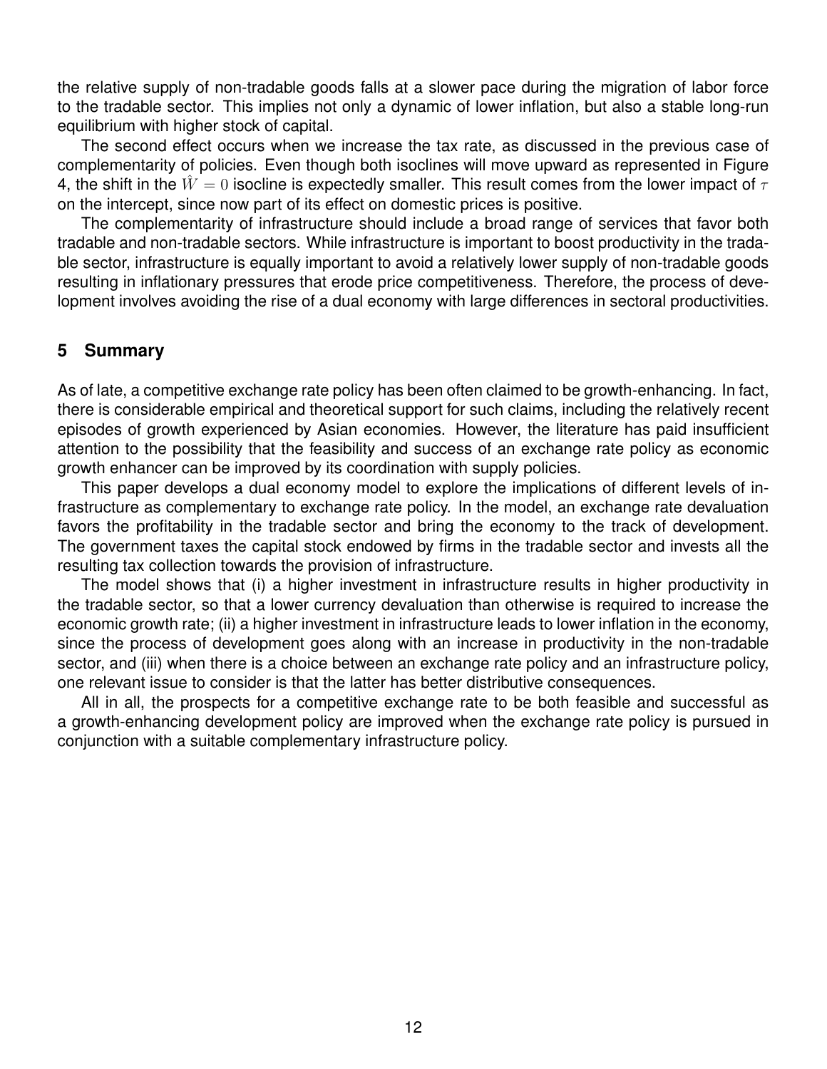the relative supply of non-tradable goods falls at a slower pace during the migration of labor force to the tradable sector. This implies not only a dynamic of lower inflation, but also a stable long-run equilibrium with higher stock of capital.

The second effect occurs when we increase the tax rate, as discussed in the previous case of complementarity of policies. Even though both isoclines will move upward as represented in Figure 4, the shift in the $\hat{W} = 0$ isocline is expectedly smaller. This result comes from the lower impact of $\tau$ on the intercept, since now part of its effect on domestic prices is positive.

The complementarity of infrastructure should include a broad range of services that favor both tradable and non-tradable sectors. While infrastructure is important to boost productivity in the tradable sector, infrastructure is equally important to avoid a relatively lower supply of non-tradable goods resulting in inflationary pressures that erode price competitiveness. Therefore, the process of development involves avoiding the rise of a dual economy with large differences in sectoral productivities.

## 5 Summary

As of late, a competitive exchange rate policy has been often claimed to be growth-enhancing. In fact, there is considerable empirical and theoretical support for such claims, including the relatively recent episodes of growth experienced by Asian economies. However, the literature has paid insufficient attention to the possibility that the feasibility and success of an exchange rate policy as economic growth enhancer can be improved by its coordination with supply policies.

This paper develops a dual economy model to explore the implications of different levels of infrastructure as complementary to exchange rate policy. In the model, an exchange rate devaluation favors the profitability in the tradable sector and bring the economy to the track of development. The government taxes the capital stock endowed by firms in the tradable sector and invests all the resulting tax collection towards the provision of infrastructure.

The model shows that (i) a higher investment in infrastructure results in higher productivity in the tradable sector, so that a lower currency devaluation than otherwise is required to increase the economic growth rate; (ii) a higher investment in infrastructure leads to lower inflation in the economy, since the process of development goes along with an increase in productivity in the non-tradable sector, and (iii) when there is a choice between an exchange rate policy and an infrastructure policy, one relevant issue to consider is that the latter has better distributive consequences.

All in all, the prospects for a competitive exchange rate to be both feasible and successful as a growth-enhancing development policy are improved when the exchange rate policy is pursued in conjunction with a suitable complementary infrastructure policy.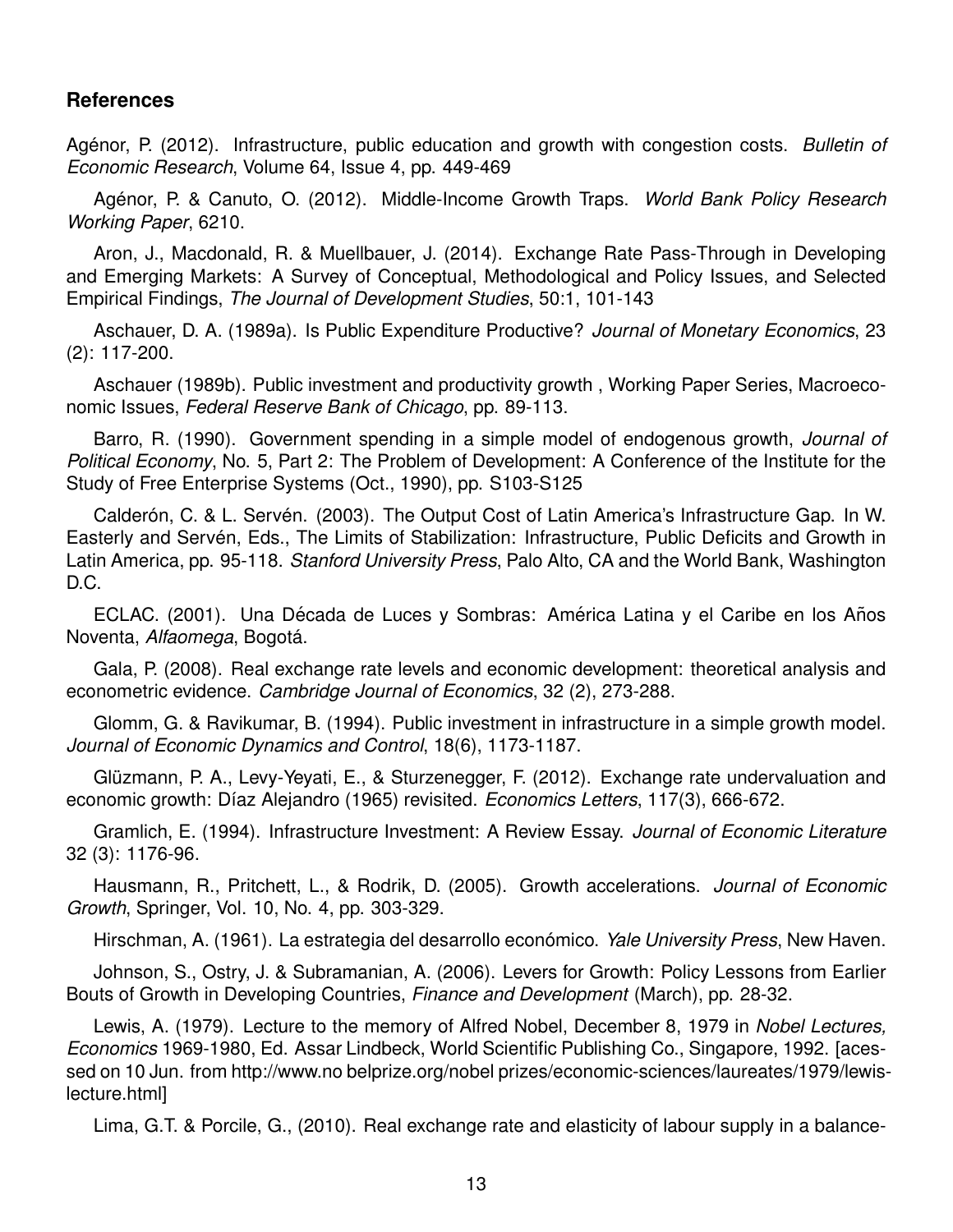## References

Agénor, P. (2012). Infrastructure, public education and growth with congestion costs. *Bulletin of Economic Research*, Volume 64, Issue 4, pp. 449-469

Agénor, P. & Canuto, O. (2012). Middle-Income Growth Traps. *World Bank Policy Research Working Paper*, 6210.

Aron, J., Macdonald, R. & Muellbauer, J. (2014). Exchange Rate Pass-Through in Developing and Emerging Markets: A Survey of Conceptual, Methodological and Policy Issues, and Selected Empirical Findings, *The Journal of Development Studies*, 50:1, 101-143

Aschauer, D. A. (1989a). Is Public Expenditure Productive? *Journal of Monetary Economics*, 23 (2): 117-200.

Aschauer (1989b). Public investment and productivity growth , Working Paper Series, Macroeconomic Issues, *Federal Reserve Bank of Chicago*, pp. 89-113.

Barro, R. (1990). Government spending in a simple model of endogenous growth, *Journal of Political Economy*, No. 5, Part 2: The Problem of Development: A Conference of the Institute for the Study of Free Enterprise Systems (Oct., 1990), pp. S103-S125

Calderón, C. & L. Servén. (2003). The Output Cost of Latin America's Infrastructure Gap. In W. Easterly and Servén, Eds., The Limits of Stabilization: Infrastructure, Public Deficits and Growth in Latin America, pp. 95-118. *Stanford University Press*, Palo Alto, CA and the World Bank, Washington D.C.

ECLAC. (2001). Una Década de Luces y Sombras: América Latina y el Caribe en los Años Noventa, *Alfaomega*, Bogotá.

Gala, P. (2008). Real exchange rate levels and economic development: theoretical analysis and econometric evidence. *Cambridge Journal of Economics*, 32 (2), 273-288.

Glomm, G. & Ravikumar, B. (1994). Public investment in infrastructure in a simple growth model. *Journal of Economic Dynamics and Control*, 18(6), 1173-1187.

Glüzmann, P. A., Levy-Yeyati, E., & Sturzenegger, F. (2012). Exchange rate undervaluation and economic growth: Díaz Alejandro (1965) revisited. *Economics Letters*, 117(3), 666-672.

Gramlich, E. (1994). Infrastructure Investment: A Review Essay. *Journal of Economic Literature* 32 (3): 1176-96.

Hausmann, R., Pritchett, L., & Rodrik, D. (2005). Growth accelerations. *Journal of Economic Growth*, Springer, Vol. 10, No. 4, pp. 303-329.

Hirschman, A. (1961). La estrategia del desarrollo económico. *Yale University Press*, New Haven.

Johnson, S., Ostry, J. & Subramanian, A. (2006). Levers for Growth: Policy Lessons from Earlier Bouts of Growth in Developing Countries, *Finance and Development* (March), pp. 28-32.

Lewis, A. (1979). Lecture to the memory of Alfred Nobel, December 8, 1979 in *Nobel Lectures, Economics* 1969-1980, Ed. Assar Lindbeck, World Scientific Publishing Co., Singapore, 1992. [acessed on 10 Jun. from http://www.no belprize.org/nobel prizes/economic-sciences/laureates/1979/lewis-lecture.html]

Lima, G.T. & Porcile, G., (2010). Real exchange rate and elasticity of labour supply in a balance-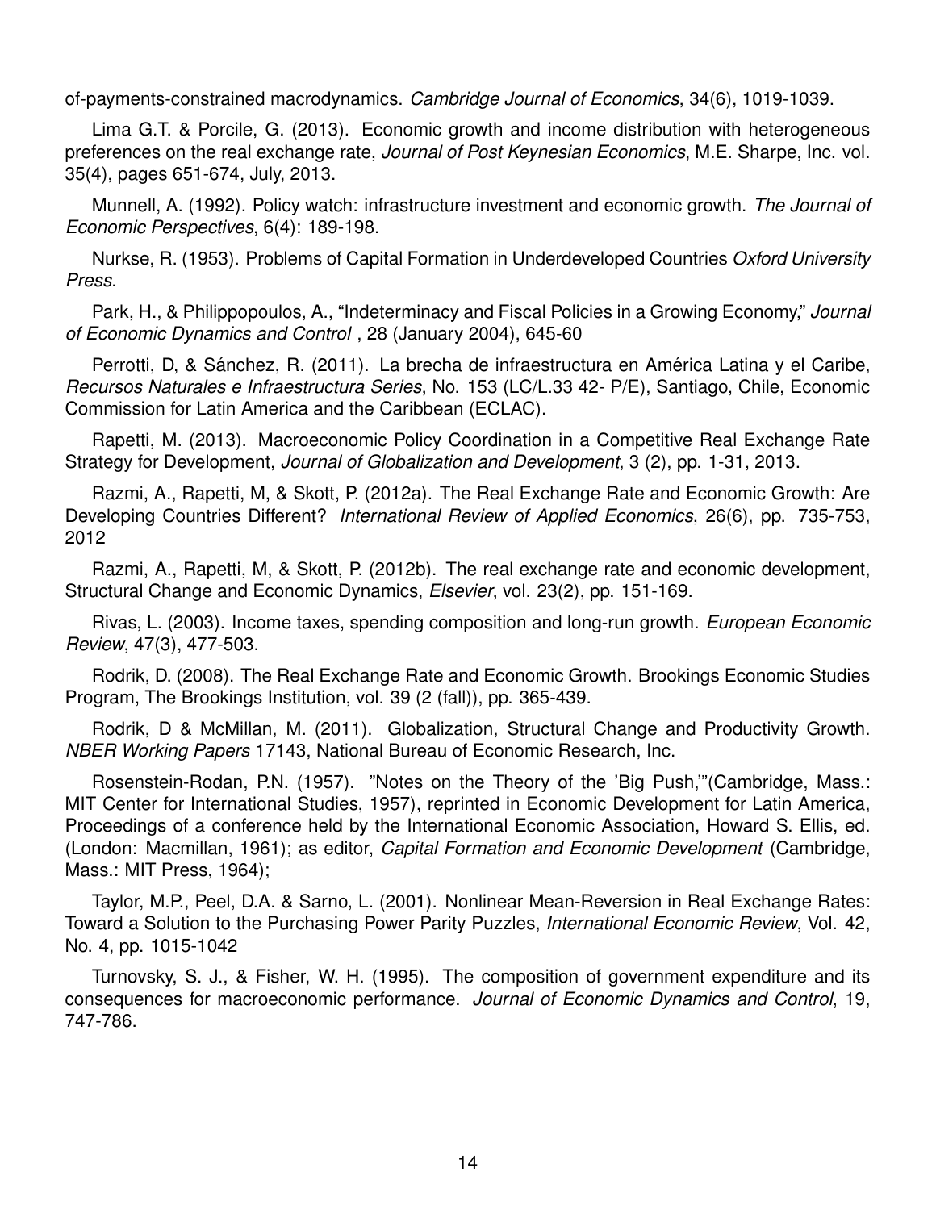of-payments-constrained macrodynamics. *Cambridge Journal of Economics*, 34(6), 1019-1039.

Lima G.T. & Porcile, G. (2013). Economic growth and income distribution with heterogeneous preferences on the real exchange rate, *Journal of Post Keynesian Economics*, M.E. Sharpe, Inc. vol. 35(4), pages 651-674, July, 2013.

Munnell, A. (1992). Policy watch: infrastructure investment and economic growth. *The Journal of Economic Perspectives*, 6(4): 189-198.

Nurkse, R. (1953). Problems of Capital Formation in Underdeveloped Countries *Oxford University Press*.

Park, H., & Philippopoulos, A., "Indeterminacy and Fiscal Policies in a Growing Economy," *Journal of Economic Dynamics and Control* , 28 (January 2004), 645-60

Perrotti, D, & Sánchez, R. (2011). La brecha de infraestructura en América Latina y el Caribe, *Recursos Naturales e Infraestructura Series*, No. 153 (LC/L.33 42- P/E), Santiago, Chile, Economic Commission for Latin America and the Caribbean (ECLAC).

Rapetti, M. (2013). Macroeconomic Policy Coordination in a Competitive Real Exchange Rate Strategy for Development, *Journal of Globalization and Development*, 3 (2), pp. 1-31, 2013.

Razmi, A., Rapetti, M, & Skott, P. (2012a). The Real Exchange Rate and Economic Growth: Are Developing Countries Different? *International Review of Applied Economics*, 26(6), pp. 735-753, 2012

Razmi, A., Rapetti, M, & Skott, P. (2012b). The real exchange rate and economic development, Structural Change and Economic Dynamics, *Elsevier*, vol. 23(2), pp. 151-169.

Rivas, L. (2003). Income taxes, spending composition and long-run growth. *European Economic Review*, 47(3), 477-503.

Rodrik, D. (2008). The Real Exchange Rate and Economic Growth. Brookings Economic Studies Program, The Brookings Institution, vol. 39 (2 (fall)), pp. 365-439.

Rodrik, D & McMillan, M. (2011). Globalization, Structural Change and Productivity Growth. *NBER Working Papers* 17143, National Bureau of Economic Research, Inc.

Rosenstein-Rodan, P.N. (1957). "Notes on the Theory of the 'Big Push,'"(Cambridge, Mass.: MIT Center for International Studies, 1957), reprinted in Economic Development for Latin America, Proceedings of a conference held by the International Economic Association, Howard S. Ellis, ed. (London: Macmillan, 1961); as editor, *Capital Formation and Economic Development* (Cambridge, Mass.: MIT Press, 1964);

Taylor, M.P., Peel, D.A. & Sarno, L. (2001). Nonlinear Mean-Reversion in Real Exchange Rates: Toward a Solution to the Purchasing Power Parity Puzzles, *International Economic Review*, Vol. 42, No. 4, pp. 1015-1042

Turnovsky, S. J., & Fisher, W. H. (1995). The composition of government expenditure and its consequences for macroeconomic performance. *Journal of Economic Dynamics and Control*, 19, 747-786.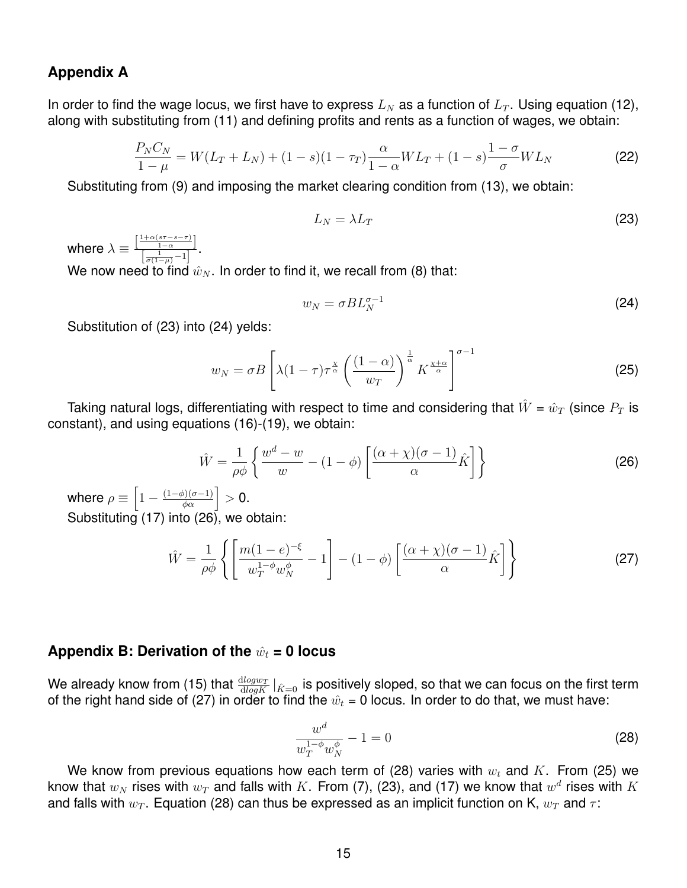## Appendix A

In order to find the wage locus, we first have to express $L_N$ as a function of $L_T$. Using equation (12), along with substituting from (11) and defining profits and rents as a function of wages, we obtain:

$$\frac{P_N C_N}{1-\mu} = W(L_T + L_N) + (1-s)(1-\tau_T)\frac{\alpha}{1-\alpha}WL_T + (1-s)\frac{1-\sigma}{\sigma}WL_N \tag{22}$$

Substituting from (9) and imposing the market clearing condition from (13), we obtain:

$$L_N = \lambda L_T \tag{23}$$

where $\lambda \equiv \frac{\left[\frac{1+\alpha(s\tau - s - \tau)}{1-\alpha}\right]}{\left[\frac{1}{\sigma(1-\mu)} - 1\right]}$.

We now need to find $\hat{w}_N$. In order to find it, we recall from (8) that:

$$w_N = \sigma B L_N^{\sigma - 1} \tag{24}$$

Substitution of (23) into (24) yelds:

$$w_N = \sigma B \left[\lambda(1-\tau)\tau^{\frac{\chi}{\alpha}} \left(\frac{(1-\alpha)}{w_T}\right)^{\frac{1}{\alpha}} K^{\frac{\chi+\alpha}{\alpha}}\right]^{\sigma-1} \tag{25}$$

Taking natural logs, differentiating with respect to time and considering that $\hat{W} = \hat{w}_T$ (since $P_T$ is constant), and using equations (16)-(19), we obtain:

$$\hat{W} = \frac{1}{\rho\phi}\left\{\frac{w^d - w}{w} - (1-\phi)\left[\frac{(\alpha+\chi)(\sigma-1)}{\alpha}\hat{K}\right]\right\} \tag{26}$$

where $\rho \equiv \left[1 - \frac{(1-\phi)(\sigma-1)}{\phi\alpha}\right] > 0$.

Substituting (17) into (26), we obtain:

$$\hat{W} = \frac{1}{\rho\phi}\left\{\left[\frac{m(1-e)^{-\xi}}{w_T^{1-\phi}w_N^{\phi}} - 1\right] - (1-\phi)\left[\frac{(\alpha+\chi)(\sigma-1)}{\alpha}\hat{K}\right]\right\} \tag{27}$$

## Appendix B: Derivation of the $\hat{w}_t = 0$ locus

We already know from (15) that $\frac{\mathrm{d}log w_T}{\mathrm{d}log K}|_{\hat{K}=0}$ is positively sloped, so that we can focus on the first term of the right hand side of (27) in order to find the $\hat{w}_t = 0$ locus. In order to do that, we must have:

$$\frac{w^d}{w_T^{1-\phi}w_N^{\phi}} - 1 = 0 \tag{28}$$

We know from previous equations how each term of (28) varies with $w_t$ and $K$. From (25) we know that $w_N$ rises with $w_T$ and falls with $K$. From (7), (23), and (17) we know that $w^d$ rises with $K$ and falls with $w_T$. Equation (28) can thus be expressed as an implicit function on K, $w_T$ and $\tau$: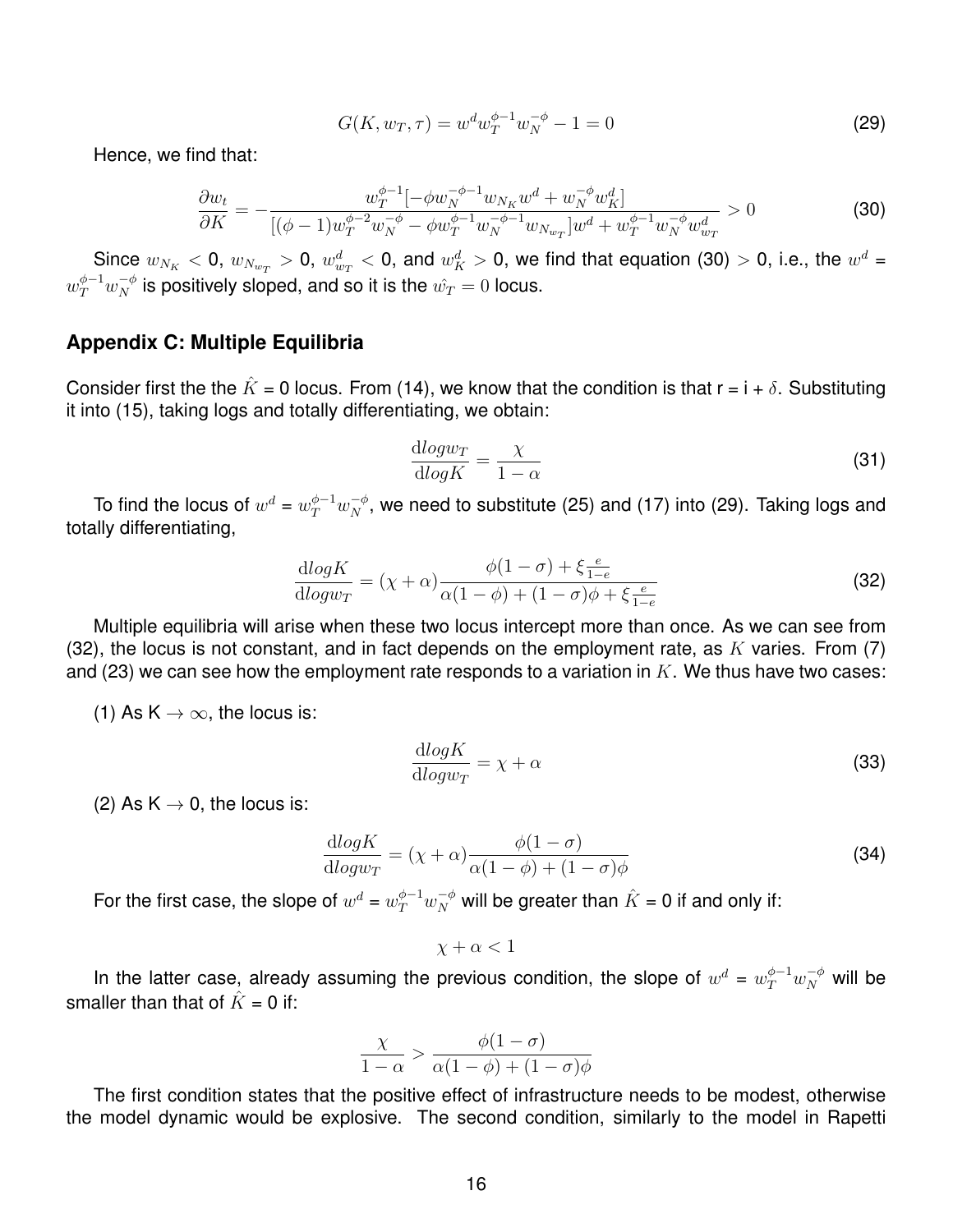$$G(K, w_T, \tau) = w^d w_T^{\phi-1} w_N^{-\phi} - 1 = 0 \tag{29}$$

Hence, we find that:

$$\frac{\partial w_t}{\partial K} = -\frac{w_T^{\phi-1}[-\phi w_N^{-\phi-1} w_{N_K} w^d + w_N^{-\phi} w_K^d]}{[(\phi-1)w_T^{\phi-2} w_N^{-\phi} - \phi w_T^{\phi-1} w_N^{-\phi-1} w_{N_{w_T}}]w^d + w_T^{\phi-1} w_N^{-\phi} w_{w_T}^d} > 0 \tag{30}$$

Since $w_{N_K} < 0$, $w_{N_{w_T}} > 0$, $w_{w_T}^d < 0$, and $w_K^d > 0$, we find that equation (30) $> 0$, i.e., the $w^d$ = $w_T^{\phi-1} w_N^{-\phi}$ is positively sloped, and so it is the $\hat{w_T} = 0$ locus.

## Appendix C: Multiple Equilibria

Consider first the the $\hat{K}$ = 0 locus. From (14), we know that the condition is that r = i + $\delta$. Substituting it into (15), taking logs and totally differentiating, we obtain:

$$\frac{\mathrm{d}log w_T}{\mathrm{d}log K} = \frac{\chi}{1-\alpha} \tag{31}$$

To find the locus of $w^d$ = $w_T^{\phi-1} w_N^{-\phi}$, we need to substitute (25) and (17) into (29). Taking logs and totally differentiating,

$$\frac{\mathrm{d}log K}{\mathrm{d}log w_T} = (\chi + \alpha)\frac{\phi(1-\sigma) + \xi\frac{e}{1-e}}{\alpha(1-\phi) + (1-\sigma)\phi + \xi\frac{e}{1-e}} \tag{32}$$

Multiple equilibria will arise when these two locus intercept more than once. As we can see from (32), the locus is not constant, and in fact depends on the employment rate, as $K$ varies. From (7) and (23) we can see how the employment rate responds to a variation in $K$. We thus have two cases:

(1) As K $\to \infty$, the locus is:

$$\frac{\mathrm{d}log K}{\mathrm{d}log w_T} = \chi + \alpha \tag{33}$$

(2) As K $\to$ 0, the locus is:

$$\frac{\mathrm{d}log K}{\mathrm{d}log w_T} = (\chi + \alpha)\frac{\phi(1-\sigma)}{\alpha(1-\phi) + (1-\sigma)\phi} \tag{34}$$

For the first case, the slope of $w^d$ = $w_T^{\phi-1} w_N^{-\phi}$ will be greater than $\hat{K}$ = 0 if and only if:

$$\chi + \alpha < 1$$

In the latter case, already assuming the previous condition, the slope of $w^d$ = $w_T^{\phi-1} w_N^{-\phi}$ will be smaller than that of $\hat{K}$ = 0 if:

$$\frac{\chi}{1-\alpha} > \frac{\phi(1-\sigma)}{\alpha(1-\phi) + (1-\sigma)\phi}$$

The first condition states that the positive effect of infrastructure needs to be modest, otherwise the model dynamic would be explosive. The second condition, similarly to the model in Rapetti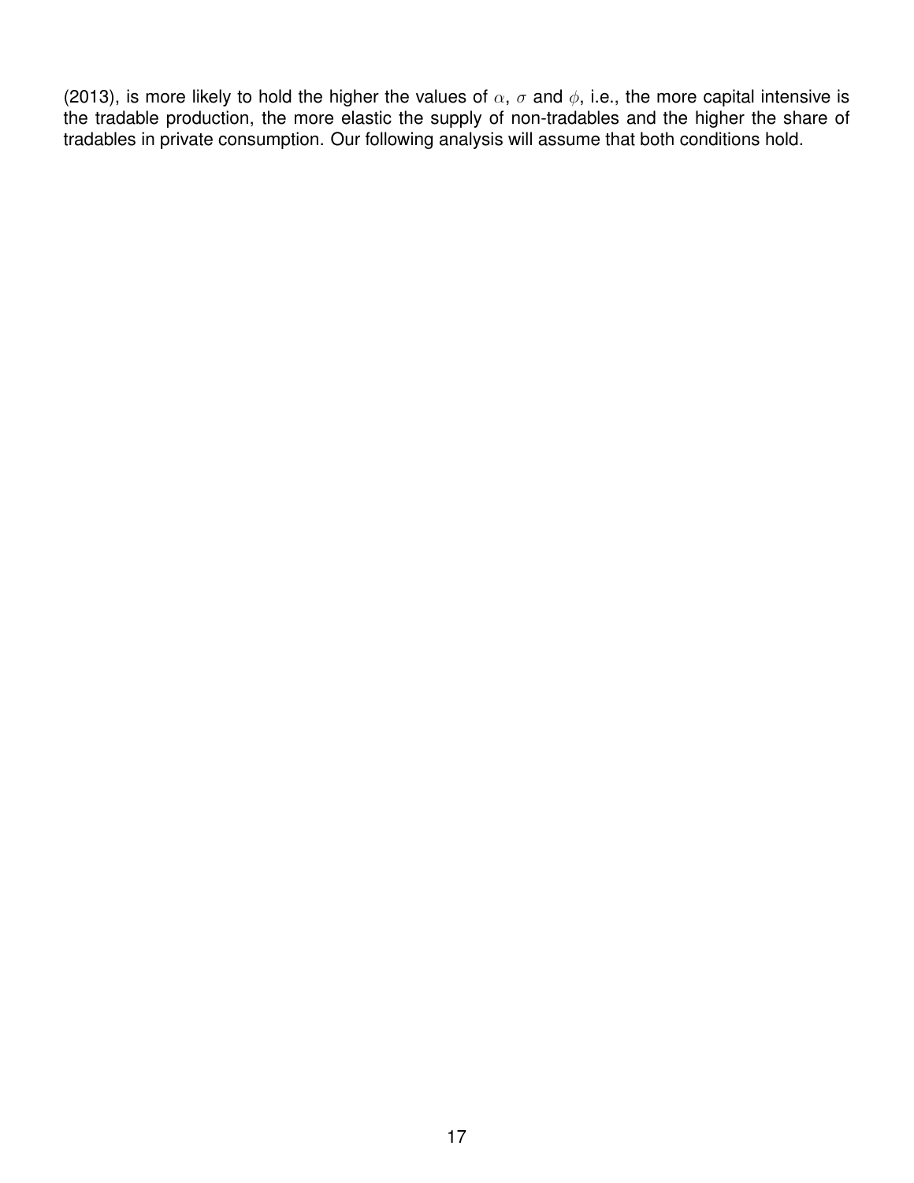(2013), is more likely to hold the higher the values of $\alpha$, $\sigma$ and $\phi$, i.e., the more capital intensive is the tradable production, the more elastic the supply of non-tradables and the higher the share of tradables in private consumption. Our following analysis will assume that both conditions hold.